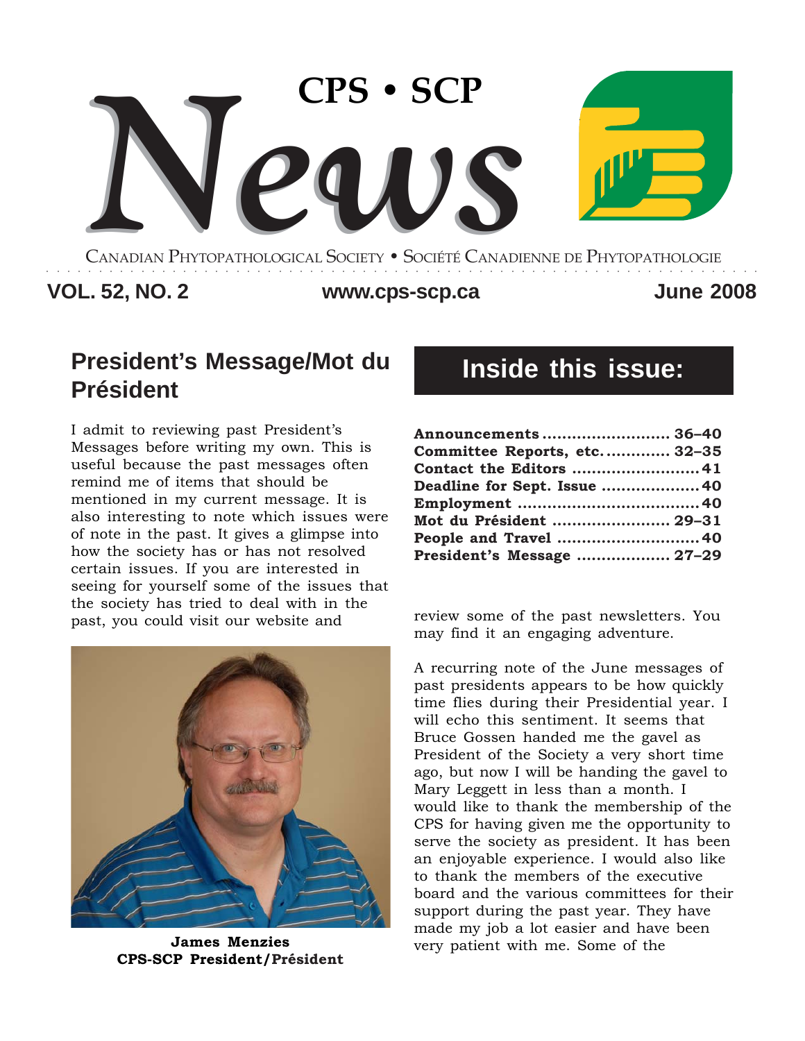# CPS • SCP News

CANADIAN PHYTOPATHOLOGICAL SOCIETY • SOCIÉTÉ CANADIENNE DE PHYTOPATHOLOGIE

**VOL. 52, NO. 2** **www.cps-scp.ca** **June 2008**

## Inside this issue:

| | |
|---|---|
| **Announcements** | **36–40** |
| **Committee Reports, etc.** | **32–35** |
| **Contact the Editors** | **41** |
| **Deadline for Sept. Issue** | **40** |
| **Employment** | **40** |
| **Mot du Président** | **29–31** |
| **People and Travel** | **40** |
| **President's Message** | **27–29** |

## President's Message/Mot du Président

I admit to reviewing past President's Messages before writing my own. This is useful because the past messages often remind me of items that should be mentioned in my current message. It is also interesting to note which issues were of note in the past. It gives a glimpse into how the society has or has not resolved certain issues. If you are interested in seeing for yourself some of the issues that the society has tried to deal with in the past, you could visit our website and review some of the past newsletters. You may find it an engaging adventure.

**James Menzies**
**CPS-SCP President/Président**

A recurring note of the June messages of past presidents appears to be how quickly time flies during their Presidential year. I will echo this sentiment. It seems that Bruce Gossen handed me the gavel as President of the Society a very short time ago, but now I will be handing the gavel to Mary Leggett in less than a month. I would like to thank the membership of the CPS for having given me the opportunity to serve the society as president. It has been an enjoyable experience. I would also like to thank the members of the executive board and the various committees for their support during the past year. They have made my job a lot easier and have been very patient with me. Some of the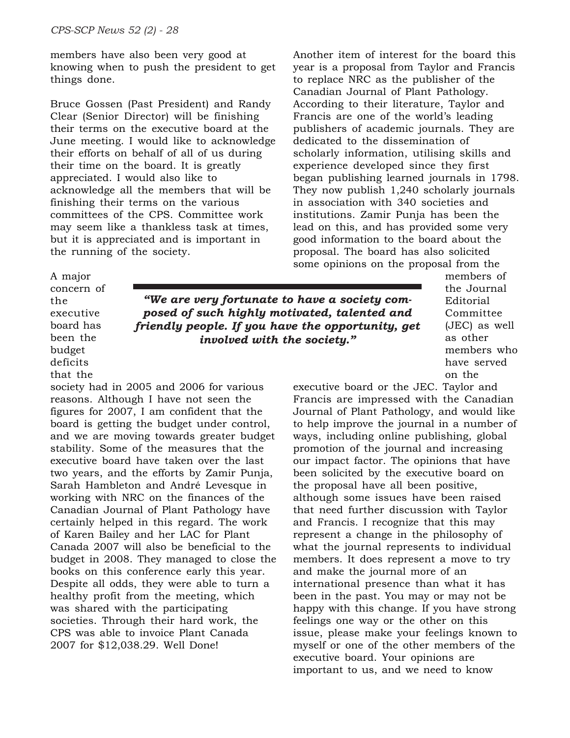members have also been very good at knowing when to push the president to get things done.

Bruce Gossen (Past President) and Randy Clear (Senior Director) will be finishing their terms on the executive board at the June meeting. I would like to acknowledge their efforts on behalf of all of us during their time on the board. It is greatly appreciated. I would also like to acknowledge all the members that will be finishing their terms on the various committees of the CPS. Committee work may seem like a thankless task at times, but it is appreciated and is important in the running of the society.

A major concern of the executive board has been the budget deficits that the society had in 2005 and 2006 for various reasons. Although I have not seen the figures for 2007, I am confident that the board is getting the budget under control, and we are moving towards greater budget stability. Some of the measures that the executive board have taken over the last two years, and the efforts by Zamir Punja, Sarah Hambleton and André Levesque in working with NRC on the finances of the Canadian Journal of Plant Pathology have certainly helped in this regard. The work of Karen Bailey and her LAC for Plant Canada 2007 will also be beneficial to the budget in 2008. They managed to close the books on this conference early this year. Despite all odds, they were able to turn a healthy profit from the meeting, which was shared with the participating societies. Through their hard work, the CPS was able to invoice Plant Canada 2007 for $12,038.29. Well Done!

> ***"We are very fortunate to have a society composed of such highly motivated, talented and friendly people. If you have the opportunity, get involved with the society."***

Another item of interest for the board this year is a proposal from Taylor and Francis to replace NRC as the publisher of the Canadian Journal of Plant Pathology. According to their literature, Taylor and Francis are one of the world's leading publishers of academic journals. They are dedicated to the dissemination of scholarly information, utilising skills and experience developed since they first began publishing learned journals in 1798. They now publish 1,240 scholarly journals in association with 340 societies and institutions. Zamir Punja has been the lead on this, and has provided some very good information to the board about the proposal. The board has also solicited some opinions on the proposal from the members of the Journal Editorial Committee (JEC) as well as other members who have served on the executive board or the JEC. Taylor and Francis are impressed with the Canadian Journal of Plant Pathology, and would like to help improve the journal in a number of ways, including online publishing, global promotion of the journal and increasing our impact factor. The opinions that have been solicited by the executive board on the proposal have all been positive, although some issues have been raised that need further discussion with Taylor and Francis. I recognize that this may represent a change in the philosophy of what the journal represents to individual members. It does represent a move to try and make the journal more of an international presence than what it has been in the past. You may or may not be happy with this change. If you have strong feelings one way or the other on this issue, please make your feelings known to myself or one of the other members of the executive board. Your opinions are important to us, and we need to know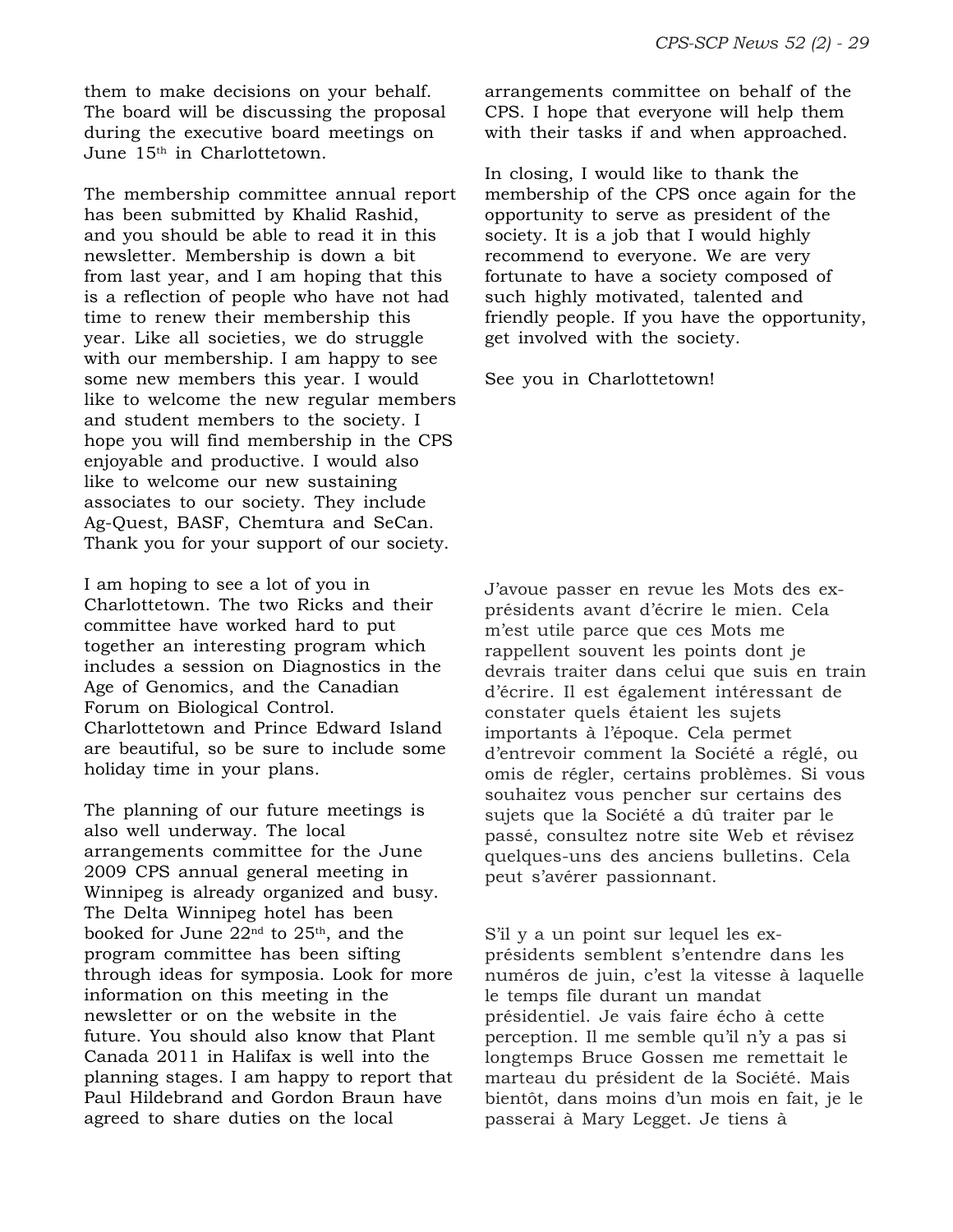them to make decisions on your behalf. The board will be discussing the proposal during the executive board meetings on June 15th in Charlottetown.

The membership committee annual report has been submitted by Khalid Rashid, and you should be able to read it in this newsletter. Membership is down a bit from last year, and I am hoping that this is a reflection of people who have not had time to renew their membership this year. Like all societies, we do struggle with our membership. I am happy to see some new members this year. I would like to welcome the new regular members and student members to the society. I hope you will find membership in the CPS enjoyable and productive. I would also like to welcome our new sustaining associates to our society. They include Ag-Quest, BASF, Chemtura and SeCan. Thank you for your support of our society.

I am hoping to see a lot of you in Charlottetown. The two Ricks and their committee have worked hard to put together an interesting program which includes a session on Diagnostics in the Age of Genomics, and the Canadian Forum on Biological Control. Charlottetown and Prince Edward Island are beautiful, so be sure to include some holiday time in your plans.

The planning of our future meetings is also well underway. The local arrangements committee for the June 2009 CPS annual general meeting in Winnipeg is already organized and busy. The Delta Winnipeg hotel has been booked for June 22nd to 25th, and the program committee has been sifting through ideas for symposia. Look for more information on this meeting in the newsletter or on the website in the future. You should also know that Plant Canada 2011 in Halifax is well into the planning stages. I am happy to report that Paul Hildebrand and Gordon Braun have agreed to share duties on the local arrangements committee on behalf of the CPS. I hope that everyone will help them with their tasks if and when approached.

In closing, I would like to thank the membership of the CPS once again for the opportunity to serve as president of the society. It is a job that I would highly recommend to everyone. We are very fortunate to have a society composed of such highly motivated, talented and friendly people. If you have the opportunity, get involved with the society.

See you in Charlottetown!

J'avoue passer en revue les Mots des ex-présidents avant d'écrire le mien. Cela m'est utile parce que ces Mots me rappellent souvent les points dont je devrais traiter dans celui que suis en train d'écrire. Il est également intéressant de constater quels étaient les sujets importants à l'époque. Cela permet d'entrevoir comment la Société a réglé, ou omis de régler, certains problèmes. Si vous souhaitez vous pencher sur certains des sujets que la Société a dû traiter par le passé, consultez notre site Web et révisez quelques-uns des anciens bulletins. Cela peut s'avérer passionnant.

S'il y a un point sur lequel les ex-présidents semblent s'entendre dans les numéros de juin, c'est la vitesse à laquelle le temps file durant un mandat présidentiel. Je vais faire écho à cette perception. Il me semble qu'il n'y a pas si longtemps Bruce Gossen me remettait le marteau du président de la Société. Mais bientôt, dans moins d'un mois en fait, je le passerai à Mary Legget. Je tiens à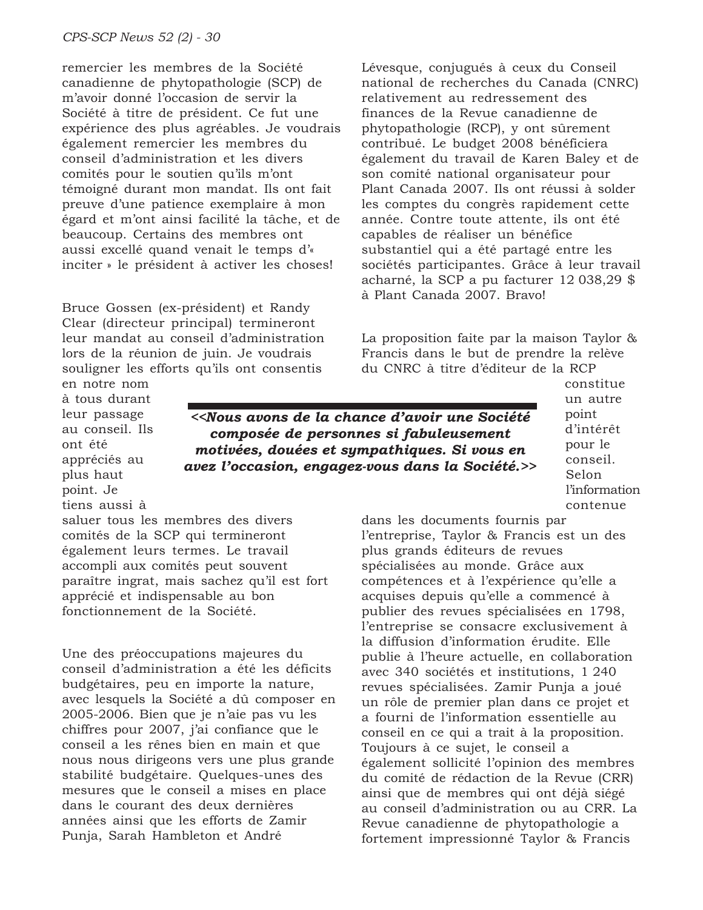remercier les membres de la Société canadienne de phytopathologie (SCP) de m'avoir donné l'occasion de servir la Société à titre de président. Ce fut une expérience des plus agréables. Je voudrais également remercier les membres du conseil d'administration et les divers comités pour le soutien qu'ils m'ont témoigné durant mon mandat. Ils ont fait preuve d'une patience exemplaire à mon égard et m'ont ainsi facilité la tâche, et de beaucoup. Certains des membres ont aussi excellé quand venait le temps d'« inciter » le président à activer les choses!

Bruce Gossen (ex-président) et Randy Clear (directeur principal) termineront leur mandat au conseil d'administration lors de la réunion de juin. Je voudrais souligner les efforts qu'ils ont consentis en notre nom à tous durant leur passage au conseil. Ils ont été appréciés au plus haut point. Je tiens aussi à saluer tous les membres des divers comités de la SCP qui termineront également leurs termes. Le travail accompli aux comités peut souvent paraître ingrat, mais sachez qu'il est fort apprécié et indispensable au bon fonctionnement de la Société.

> ***<<Nous avons de la chance d'avoir une Société composée de personnes si fabuleusement motivées, douées et sympathiques. Si vous en avez l'occasion, engagez-vous dans la Société.>>***

Une des préoccupations majeures du conseil d'administration a été les déficits budgétaires, peu en importe la nature, avec lesquels la Société a dû composer en 2005-2006. Bien que je n'aie pas vu les chiffres pour 2007, j'ai confiance que le conseil a les rênes bien en main et que nous nous dirigeons vers une plus grande stabilité budgétaire. Quelques-unes des mesures que le conseil a mises en place dans le courant des deux dernières années ainsi que les efforts de Zamir Punja, Sarah Hambleton et André Lévesque, conjugués à ceux du Conseil national de recherches du Canada (CNRC) relativement au redressement des finances de la Revue canadienne de phytopathologie (RCP), y ont sûrement contribué. Le budget 2008 bénéficiera également du travail de Karen Baley et de son comité national organisateur pour Plant Canada 2007. Ils ont réussi à solder les comptes du congrès rapidement cette année. Contre toute attente, ils ont été capables de réaliser un bénéfice substantiel qui a été partagé entre les sociétés participantes. Grâce à leur travail acharné, la SCP a pu facturer 12 038,29 $ à Plant Canada 2007. Bravo!

La proposition faite par la maison Taylor & Francis dans le but de prendre la relève du CNRC à titre d'éditeur de la RCP constitue un autre point d'intérêt pour le conseil. Selon l'information contenue dans les documents fournis par l'entreprise, Taylor & Francis est un des plus grands éditeurs de revues spécialisées au monde. Grâce aux compétences et à l'expérience qu'elle a acquises depuis qu'elle a commencé à publier des revues spécialisées en 1798, l'entreprise se consacre exclusivement à la diffusion d'information érudite. Elle publie à l'heure actuelle, en collaboration avec 340 sociétés et institutions, 1 240 revues spécialisées. Zamir Punja a joué un rôle de premier plan dans ce projet et a fourni de l'information essentielle au conseil en ce qui a trait à la proposition. Toujours à ce sujet, le conseil a également sollicité l'opinion des membres du comité de rédaction de la Revue (CRR) ainsi que de membres qui ont déjà siégé au conseil d'administration ou au CRR. La Revue canadienne de phytopathologie a fortement impressionné Taylor & Francis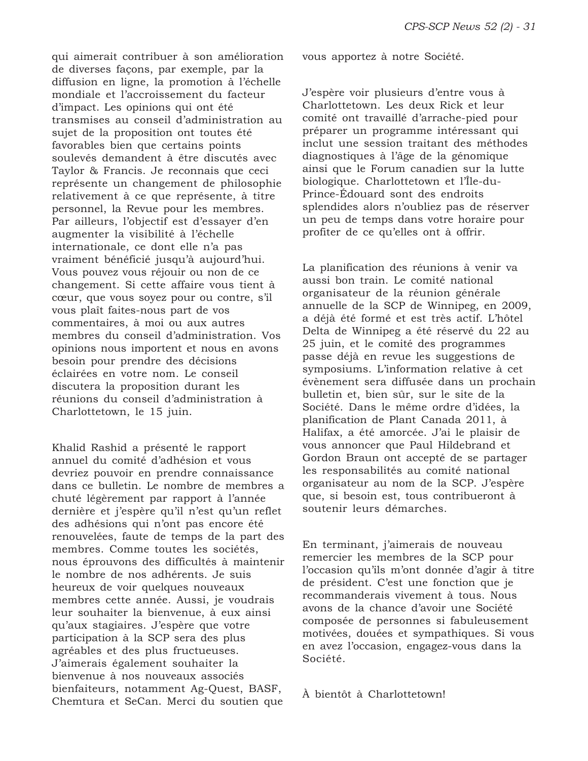qui aimerait contribuer à son amélioration de diverses façons, par exemple, par la diffusion en ligne, la promotion à l'échelle mondiale et l'accroissement du facteur d'impact. Les opinions qui ont été transmises au conseil d'administration au sujet de la proposition ont toutes été favorables bien que certains points soulevés demandent à être discutés avec Taylor & Francis. Je reconnais que ceci représente un changement de philosophie relativement à ce que représente, à titre personnel, la Revue pour les membres. Par ailleurs, l'objectif est d'essayer d'en augmenter la visibilité à l'échelle internationale, ce dont elle n'a pas vraiment bénéficié jusqu'à aujourd'hui. Vous pouvez vous réjouir ou non de ce changement. Si cette affaire vous tient à cœur, que vous soyez pour ou contre, s'il vous plaît faites-nous part de vos commentaires, à moi ou aux autres membres du conseil d'administration. Vos opinions nous importent et nous en avons besoin pour prendre des décisions éclairées en votre nom. Le conseil discutera la proposition durant les réunions du conseil d'administration à Charlottetown, le 15 juin.

Khalid Rashid a présenté le rapport annuel du comité d'adhésion et vous devriez pouvoir en prendre connaissance dans ce bulletin. Le nombre de membres a chuté légèrement par rapport à l'année dernière et j'espère qu'il n'est qu'un reflet des adhésions qui n'ont pas encore été renouvelées, faute de temps de la part des membres. Comme toutes les sociétés, nous éprouvons des difficultés à maintenir le nombre de nos adhérents. Je suis heureux de voir quelques nouveaux membres cette année. Aussi, je voudrais leur souhaiter la bienvenue, à eux ainsi qu'aux stagiaires. J'espère que votre participation à la SCP sera des plus agréables et des plus fructueuses. J'aimerais également souhaiter la bienvenue à nos nouveaux associés bienfaiteurs, notamment Ag-Quest, BASF, Chemtura et SeCan. Merci du soutien que vous apportez à notre Société.

J'espère voir plusieurs d'entre vous à Charlottetown. Les deux Rick et leur comité ont travaillé d'arrache-pied pour préparer un programme intéressant qui inclut une session traitant des méthodes diagnostiques à l'âge de la génomique ainsi que le Forum canadien sur la lutte biologique. Charlottetown et l'Île-du-Prince-Édouard sont des endroits splendides alors n'oubliez pas de réserver un peu de temps dans votre horaire pour profiter de ce qu'elles ont à offrir.

La planification des réunions à venir va aussi bon train. Le comité national organisateur de la réunion générale annuelle de la SCP de Winnipeg, en 2009, a déjà été formé et est très actif. L'hôtel Delta de Winnipeg a été réservé du 22 au 25 juin, et le comité des programmes passe déjà en revue les suggestions de symposiums. L'information relative à cet évènement sera diffusée dans un prochain bulletin et, bien sûr, sur le site de la Société. Dans le même ordre d'idées, la planification de Plant Canada 2011, à Halifax, a été amorcée. J'ai le plaisir de vous annoncer que Paul Hildebrand et Gordon Braun ont accepté de se partager les responsabilités au comité national organisateur au nom de la SCP. J'espère que, si besoin est, tous contribueront à soutenir leurs démarches.

En terminant, j'aimerais de nouveau remercier les membres de la SCP pour l'occasion qu'ils m'ont donnée d'agir à titre de président. C'est une fonction que je recommanderais vivement à tous. Nous avons de la chance d'avoir une Société composée de personnes si fabuleusement motivées, douées et sympathiques. Si vous en avez l'occasion, engagez-vous dans la Société.

À bientôt à Charlottetown!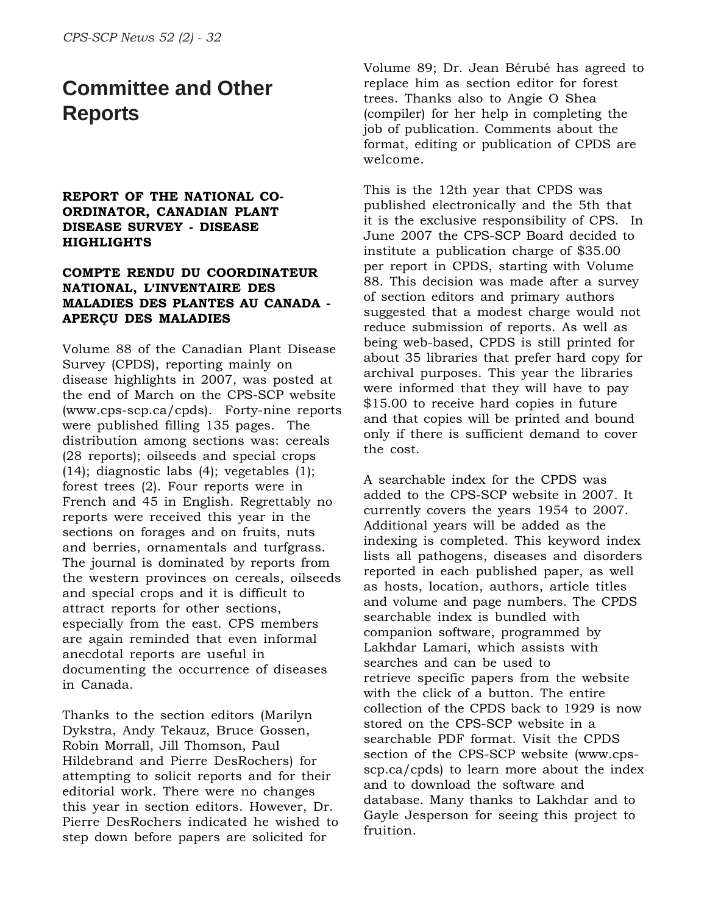# Committee and Other Reports

**REPORT OF THE NATIONAL CO-ORDINATOR, CANADIAN PLANT DISEASE SURVEY - DISEASE HIGHLIGHTS**

**COMPTE RENDU DU COORDINATEUR NATIONAL, L'INVENTAIRE DES MALADIES DES PLANTES AU CANADA - APERÇU DES MALADIES**

Volume 88 of the Canadian Plant Disease Survey (CPDS), reporting mainly on disease highlights in 2007, was posted at the end of March on the CPS-SCP website (www.cps-scp.ca/cpds). Forty-nine reports were published filling 135 pages. The distribution among sections was: cereals (28 reports); oilseeds and special crops (14); diagnostic labs (4); vegetables (1); forest trees (2). Four reports were in French and 45 in English. Regrettably no reports were received this year in the sections on forages and on fruits, nuts and berries, ornamentals and turfgrass. The journal is dominated by reports from the western provinces on cereals, oilseeds and special crops and it is difficult to attract reports for other sections, especially from the east. CPS members are again reminded that even informal anecdotal reports are useful in documenting the occurrence of diseases in Canada.

Thanks to the section editors (Marilyn Dykstra, Andy Tekauz, Bruce Gossen, Robin Morrall, Jill Thomson, Paul Hildebrand and Pierre DesRochers) for attempting to solicit reports and for their editorial work. There were no changes this year in section editors. However, Dr. Pierre DesRochers indicated he wished to step down before papers are solicited for Volume 89; Dr. Jean Bérubé has agreed to replace him as section editor for forest trees. Thanks also to Angie O Shea (compiler) for her help in completing the job of publication. Comments about the format, editing or publication of CPDS are welcome.

This is the 12th year that CPDS was published electronically and the 5th that it is the exclusive responsibility of CPS. In June 2007 the CPS-SCP Board decided to institute a publication charge of $35.00 per report in CPDS, starting with Volume 88. This decision was made after a survey of section editors and primary authors suggested that a modest charge would not reduce submission of reports. As well as being web-based, CPDS is still printed for about 35 libraries that prefer hard copy for archival purposes. This year the libraries were informed that they will have to pay $15.00 to receive hard copies in future and that copies will be printed and bound only if there is sufficient demand to cover the cost.

A searchable index for the CPDS was added to the CPS-SCP website in 2007. It currently covers the years 1954 to 2007. Additional years will be added as the indexing is completed. This keyword index lists all pathogens, diseases and disorders reported in each published paper, as well as hosts, location, authors, article titles and volume and page numbers. The CPDS searchable index is bundled with companion software, programmed by Lakhdar Lamari, which assists with searches and can be used to retrieve specific papers from the website with the click of a button. The entire collection of the CPDS back to 1929 is now stored on the CPS-SCP website in a searchable PDF format. Visit the CPDS section of the CPS-SCP website (www.cps-scp.ca/cpds) to learn more about the index and to download the software and database. Many thanks to Lakhdar and to Gayle Jesperson for seeing this project to fruition.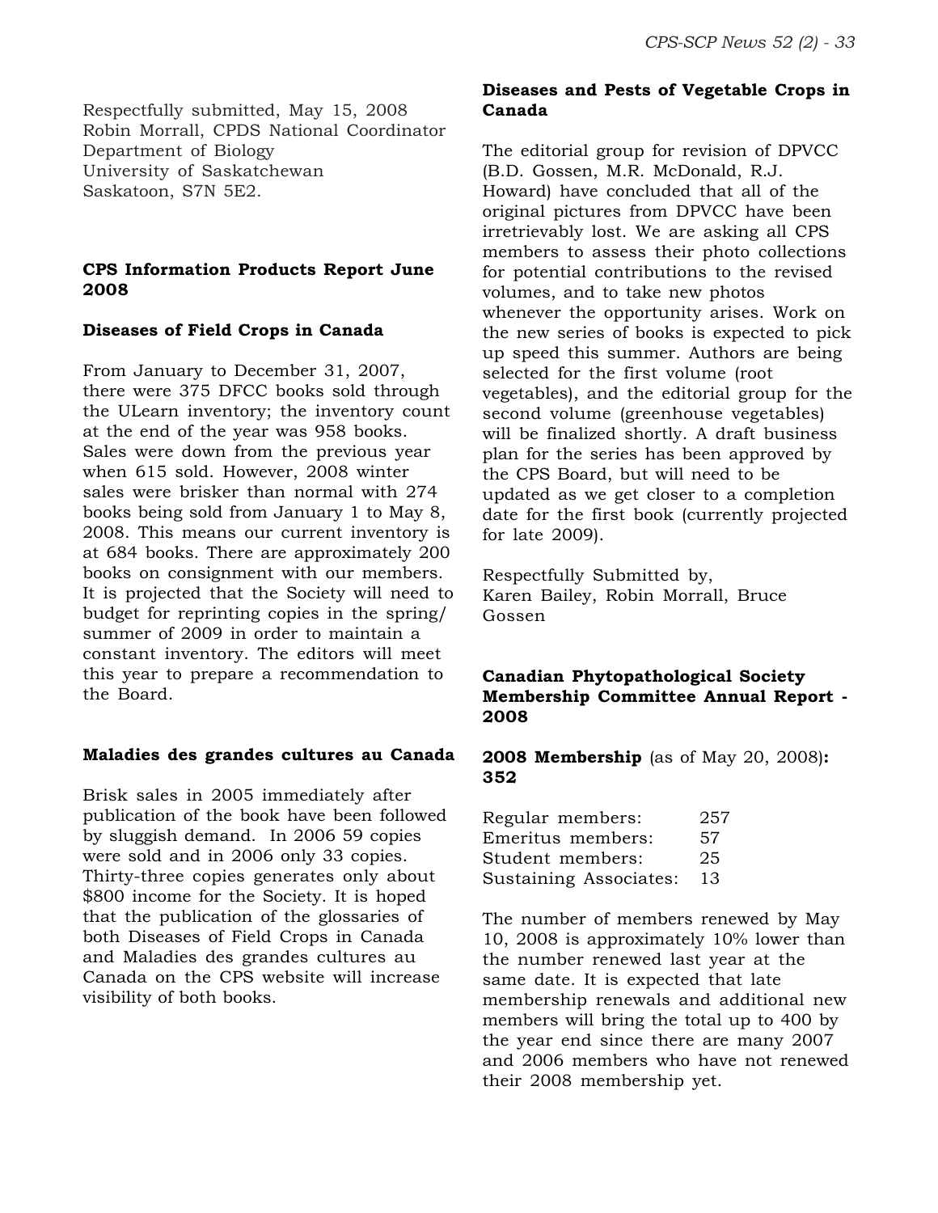Respectfully submitted, May 15, 2008
Robin Morrall, CPDS National Coordinator
Department of Biology
University of Saskatchewan
Saskatoon, S7N 5E2.

## CPS Information Products Report June 2008

### Diseases of Field Crops in Canada

From January to December 31, 2007, there were 375 DFCC books sold through the ULearn inventory; the inventory count at the end of the year was 958 books. Sales were down from the previous year when 615 sold. However, 2008 winter sales were brisker than normal with 274 books being sold from January 1 to May 8, 2008. This means our current inventory is at 684 books. There are approximately 200 books on consignment with our members. It is projected that the Society will need to budget for reprinting copies in the spring/ summer of 2009 in order to maintain a constant inventory. The editors will meet this year to prepare a recommendation to the Board.

### Maladies des grandes cultures au Canada

Brisk sales in 2005 immediately after publication of the book have been followed by sluggish demand. In 2006 59 copies were sold and in 2006 only 33 copies. Thirty-three copies generates only about $800 income for the Society. It is hoped that the publication of the glossaries of both Diseases of Field Crops in Canada and Maladies des grandes cultures au Canada on the CPS website will increase visibility of both books.

### Diseases and Pests of Vegetable Crops in Canada

The editorial group for revision of DPVCC (B.D. Gossen, M.R. McDonald, R.J. Howard) have concluded that all of the original pictures from DPVCC have been irretrievably lost. We are asking all CPS members to assess their photo collections for potential contributions to the revised volumes, and to take new photos whenever the opportunity arises. Work on the new series of books is expected to pick up speed this summer. Authors are being selected for the first volume (root vegetables), and the editorial group for the second volume (greenhouse vegetables) will be finalized shortly. A draft business plan for the series has been approved by the CPS Board, but will need to be updated as we get closer to a completion date for the first book (currently projected for late 2009).

Respectfully Submitted by,
Karen Bailey, Robin Morrall, Bruce Gossen

## Canadian Phytopathological Society Membership Committee Annual Report - 2008

**2008 Membership** (as of May 20, 2008)**: 352**

| | |
|---|---|
| Regular members: | 257 |
| Emeritus members: | 57 |
| Student members: | 25 |
| Sustaining Associates: | 13 |

The number of members renewed by May 10, 2008 is approximately 10% lower than the number renewed last year at the same date. It is expected that late membership renewals and additional new members will bring the total up to 400 by the year end since there are many 2007 and 2006 members who have not renewed their 2008 membership yet.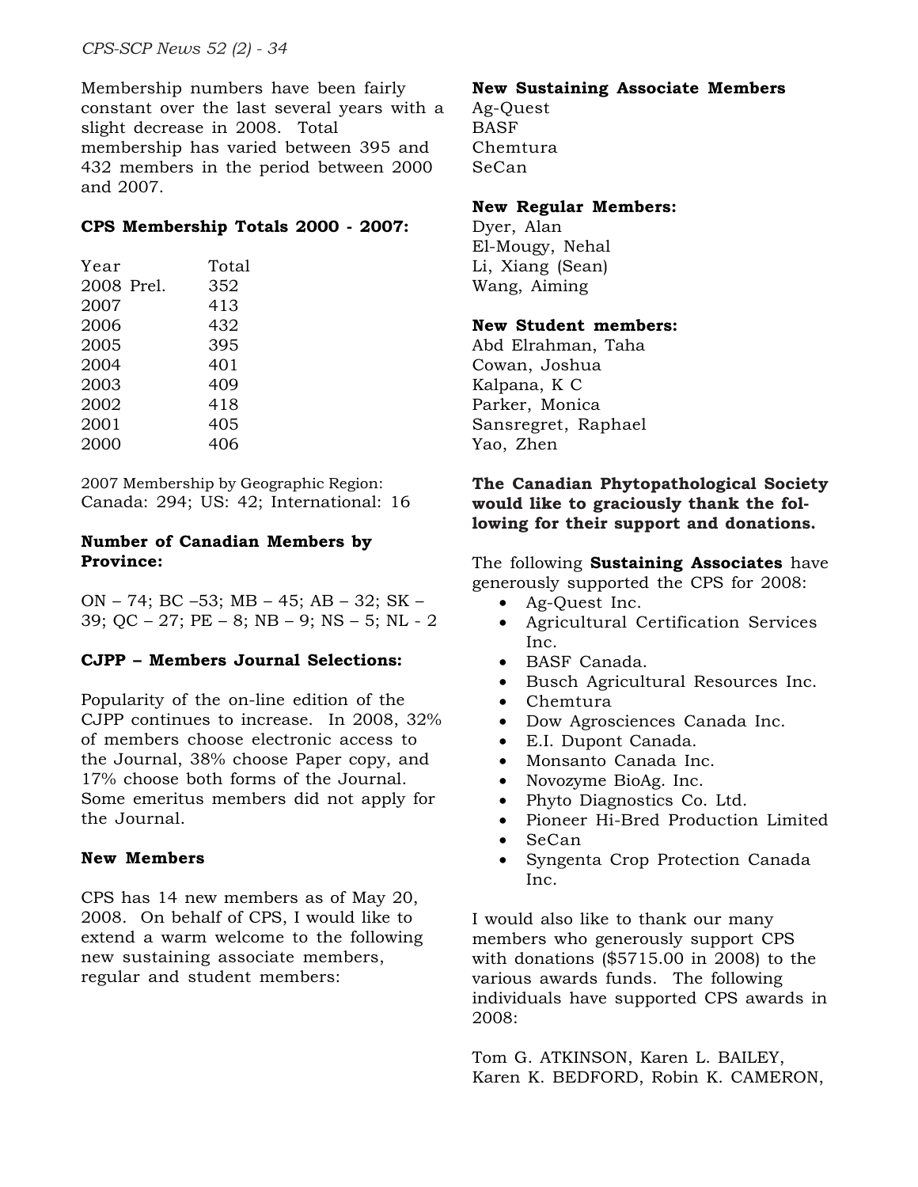Membership numbers have been fairly constant over the last several years with a slight decrease in 2008. Total membership has varied between 395 and 432 members in the period between 2000 and 2007.

**CPS Membership Totals 2000 - 2007:**

| Year | Total |
|---|---|
| 2008 Prel. | 352 |
| 2007 | 413 |
| 2006 | 432 |
| 2005 | 395 |
| 2004 | 401 |
| 2003 | 409 |
| 2002 | 418 |
| 2001 | 405 |
| 2000 | 406 |

2007 Membership by Geographic Region:
Canada: 294; US: 42; International: 16

**Number of Canadian Members by Province:**

ON – 74; BC –53; MB – 45; AB – 32; SK – 39; QC – 27; PE – 8; NB – 9; NS – 5; NL - 2

**CJPP – Members Journal Selections:**

Popularity of the on-line edition of the CJPP continues to increase. In 2008, 32% of members choose electronic access to the Journal, 38% choose Paper copy, and 17% choose both forms of the Journal. Some emeritus members did not apply for the Journal.

**New Members**

CPS has 14 new members as of May 20, 2008. On behalf of CPS, I would like to extend a warm welcome to the following new sustaining associate members, regular and student members:

**New Sustaining Associate Members**
Ag-Quest
BASF
Chemtura
SeCan

**New Regular Members:**
Dyer, Alan
El-Mougy, Nehal
Li, Xiang (Sean)
Wang, Aiming

**New Student members:**
Abd Elrahman, Taha
Cowan, Joshua
Kalpana, K C
Parker, Monica
Sansregret, Raphael
Yao, Zhen

**The Canadian Phytopathological Society would like to graciously thank the following for their support and donations.**

The following **Sustaining Associates** have generously supported the CPS for 2008:

- Ag-Quest Inc.
- Agricultural Certification Services Inc.
- BASF Canada.
- Busch Agricultural Resources Inc.
- Chemtura
- Dow Agrosciences Canada Inc.
- E.I. Dupont Canada.
- Monsanto Canada Inc.
- Novozyme BioAg. Inc.
- Phyto Diagnostics Co. Ltd.
- Pioneer Hi-Bred Production Limited
- SeCan
- Syngenta Crop Protection Canada Inc.

I would also like to thank our many members who generously support CPS with donations ($5715.00 in 2008) to the various awards funds. The following individuals have supported CPS awards in 2008:

Tom G. ATKINSON, Karen L. BAILEY, Karen K. BEDFORD, Robin K. CAMERON,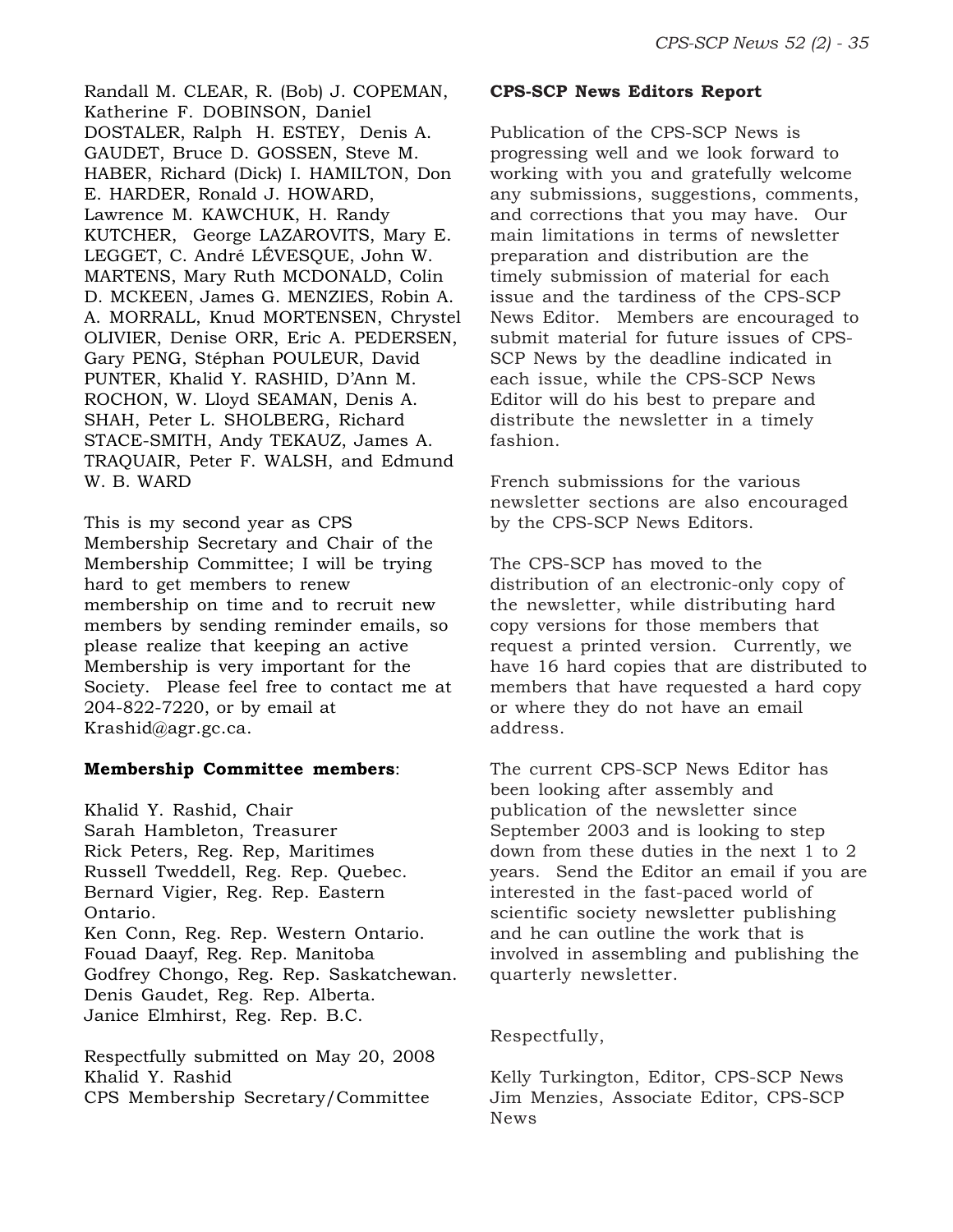Randall M. CLEAR, R. (Bob) J. COPEMAN, Katherine F. DOBINSON, Daniel DOSTALER, Ralph H. ESTEY, Denis A. GAUDET, Bruce D. GOSSEN, Steve M. HABER, Richard (Dick) I. HAMILTON, Don E. HARDER, Ronald J. HOWARD, Lawrence M. KAWCHUK, H. Randy KUTCHER, George LAZAROVITS, Mary E. LEGGET, C. André LÉVESQUE, John W. MARTENS, Mary Ruth MCDONALD, Colin D. MCKEEN, James G. MENZIES, Robin A. A. MORRALL, Knud MORTENSEN, Chrystel OLIVIER, Denise ORR, Eric A. PEDERSEN, Gary PENG, Stéphan POULEUR, David PUNTER, Khalid Y. RASHID, D'Ann M. ROCHON, W. Lloyd SEAMAN, Denis A. SHAH, Peter L. SHOLBERG, Richard STACE-SMITH, Andy TEKAUZ, James A. TRAQUAIR, Peter F. WALSH, and Edmund W. B. WARD

This is my second year as CPS Membership Secretary and Chair of the Membership Committee; I will be trying hard to get members to renew membership on time and to recruit new members by sending reminder emails, so please realize that keeping an active Membership is very important for the Society. Please feel free to contact me at 204-822-7220, or by email at Krashid@agr.gc.ca.

**Membership Committee members**:

Khalid Y. Rashid, Chair
Sarah Hambleton, Treasurer
Rick Peters, Reg. Rep, Maritimes
Russell Tweddell, Reg. Rep. Quebec.
Bernard Vigier, Reg. Rep. Eastern Ontario.
Ken Conn, Reg. Rep. Western Ontario.
Fouad Daayf, Reg. Rep. Manitoba
Godfrey Chongo, Reg. Rep. Saskatchewan.
Denis Gaudet, Reg. Rep. Alberta.
Janice Elmhirst, Reg. Rep. B.C.

Respectfully submitted on May 20, 2008
Khalid Y. Rashid
CPS Membership Secretary/Committee

**CPS-SCP News Editors Report**

Publication of the CPS-SCP News is progressing well and we look forward to working with you and gratefully welcome any submissions, suggestions, comments, and corrections that you may have. Our main limitations in terms of newsletter preparation and distribution are the timely submission of material for each issue and the tardiness of the CPS-SCP News Editor. Members are encouraged to submit material for future issues of CPS-SCP News by the deadline indicated in each issue, while the CPS-SCP News Editor will do his best to prepare and distribute the newsletter in a timely fashion.

French submissions for the various newsletter sections are also encouraged by the CPS-SCP News Editors.

The CPS-SCP has moved to the distribution of an electronic-only copy of the newsletter, while distributing hard copy versions for those members that request a printed version. Currently, we have 16 hard copies that are distributed to members that have requested a hard copy or where they do not have an email address.

The current CPS-SCP News Editor has been looking after assembly and publication of the newsletter since September 2003 and is looking to step down from these duties in the next 1 to 2 years. Send the Editor an email if you are interested in the fast-paced world of scientific society newsletter publishing and he can outline the work that is involved in assembling and publishing the quarterly newsletter.

Respectfully,

Kelly Turkington, Editor, CPS-SCP News
Jim Menzies, Associate Editor, CPS-SCP News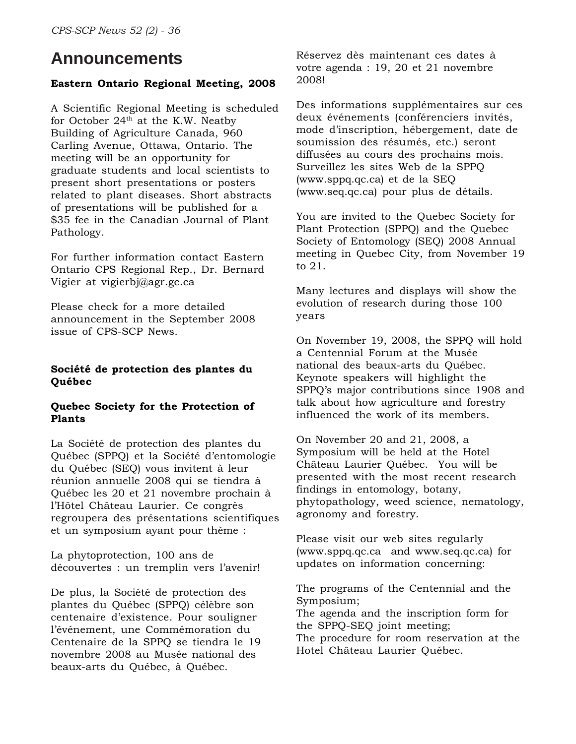# Announcements

**Eastern Ontario Regional Meeting, 2008**

A Scientific Regional Meeting is scheduled for October 24th at the K.W. Neatby Building of Agriculture Canada, 960 Carling Avenue, Ottawa, Ontario. The meeting will be an opportunity for graduate students and local scientists to present short presentations or posters related to plant diseases. Short abstracts of presentations will be published for a $35 fee in the Canadian Journal of Plant Pathology.

For further information contact Eastern Ontario CPS Regional Rep., Dr. Bernard Vigier at vigierbj@agr.gc.ca

Please check for a more detailed announcement in the September 2008 issue of CPS-SCP News.

**Société de protection des plantes du Québec**

**Quebec Society for the Protection of Plants**

La Société de protection des plantes du Québec (SPPQ) et la Société d'entomologie du Québec (SEQ) vous invitent à leur réunion annuelle 2008 qui se tiendra à Québec les 20 et 21 novembre prochain à l'Hôtel Château Laurier. Ce congrès regroupera des présentations scientifiques et un symposium ayant pour thème :

La phytoprotection, 100 ans de découvertes : un tremplin vers l'avenir!

De plus, la Société de protection des plantes du Québec (SPPQ) célèbre son centenaire d'existence. Pour souligner l'événement, une Commémoration du Centenaire de la SPPQ se tiendra le 19 novembre 2008 au Musée national des beaux-arts du Québec, à Québec.

Réservez dès maintenant ces dates à votre agenda : 19, 20 et 21 novembre 2008!

Des informations supplémentaires sur ces deux événements (conférenciers invités, mode d'inscription, hébergement, date de soumission des résumés, etc.) seront diffusées au cours des prochains mois. Surveillez les sites Web de la SPPQ (www.sppq.qc.ca) et de la SEQ (www.seq.qc.ca) pour plus de détails.

You are invited to the Quebec Society for Plant Protection (SPPQ) and the Quebec Society of Entomology (SEQ) 2008 Annual meeting in Quebec City, from November 19 to 21.

Many lectures and displays will show the evolution of research during those 100 years

On November 19, 2008, the SPPQ will hold a Centennial Forum at the Musée national des beaux-arts du Québec. Keynote speakers will highlight the SPPQ's major contributions since 1908 and talk about how agriculture and forestry influenced the work of its members.

On November 20 and 21, 2008, a Symposium will be held at the Hotel Château Laurier Québec. You will be presented with the most recent research findings in entomology, botany, phytopathology, weed science, nematology, agronomy and forestry.

Please visit our web sites regularly (www.sppq.qc.ca and www.seq.qc.ca) for updates on information concerning:

The programs of the Centennial and the Symposium;
The agenda and the inscription form for the SPPQ-SEQ joint meeting;
The procedure for room reservation at the Hotel Château Laurier Québec.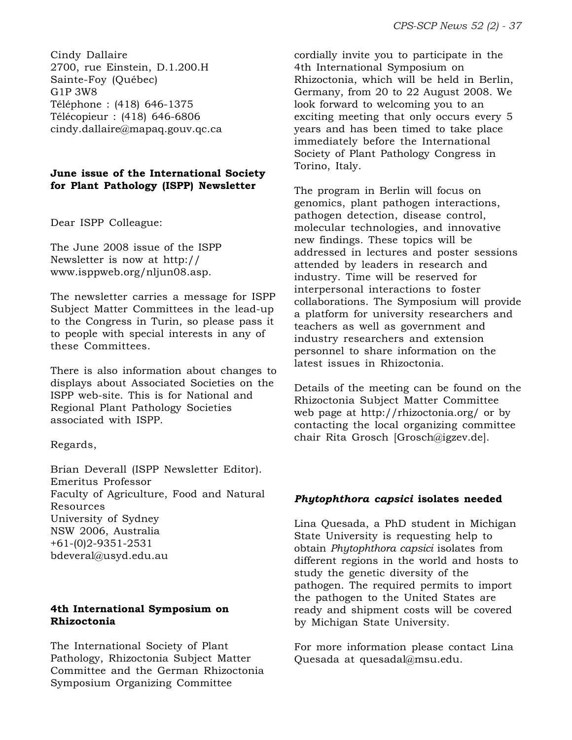Cindy Dallaire
2700, rue Einstein, D.1.200.H
Sainte-Foy (Québec)
G1P 3W8
Téléphone : (418) 646-1375
Télécopieur : (418) 646-6806
cindy.dallaire@mapaq.gouv.qc.ca

**June issue of the International Society for Plant Pathology (ISPP) Newsletter**

Dear ISPP Colleague:

The June 2008 issue of the ISPP Newsletter is now at http://www.isppweb.org/nljun08.asp.

The newsletter carries a message for ISPP Subject Matter Committees in the lead-up to the Congress in Turin, so please pass it to people with special interests in any of these Committees.

There is also information about changes to displays about Associated Societies on the ISPP web-site. This is for National and Regional Plant Pathology Societies associated with ISPP.

Regards,

Brian Deverall (ISPP Newsletter Editor).
Emeritus Professor
Faculty of Agriculture, Food and Natural Resources
University of Sydney
NSW 2006, Australia
+61-(0)2-9351-2531
bdeveral@usyd.edu.au

**4th International Symposium on Rhizoctonia**

The International Society of Plant Pathology, Rhizoctonia Subject Matter Committee and the German Rhizoctonia Symposium Organizing Committee cordially invite you to participate in the 4th International Symposium on Rhizoctonia, which will be held in Berlin, Germany, from 20 to 22 August 2008. We look forward to welcoming you to an exciting meeting that only occurs every 5 years and has been timed to take place immediately before the International Society of Plant Pathology Congress in Torino, Italy.

The program in Berlin will focus on genomics, plant pathogen interactions, pathogen detection, disease control, molecular technologies, and innovative new findings. These topics will be addressed in lectures and poster sessions attended by leaders in research and industry. Time will be reserved for interpersonal interactions to foster collaborations. The Symposium will provide a platform for university researchers and teachers as well as government and industry researchers and extension personnel to share information on the latest issues in Rhizoctonia.

Details of the meeting can be found on the Rhizoctonia Subject Matter Committee web page at http://rhizoctonia.org/ or by contacting the local organizing committee chair Rita Grosch [Grosch@igzev.de].

***Phytophthora capsici* isolates needed**

Lina Quesada, a PhD student in Michigan State University is requesting help to obtain *Phytophthora capsici* isolates from different regions in the world and hosts to study the genetic diversity of the pathogen. The required permits to import the pathogen to the United States are ready and shipment costs will be covered by Michigan State University.

For more information please contact Lina Quesada at quesadal@msu.edu.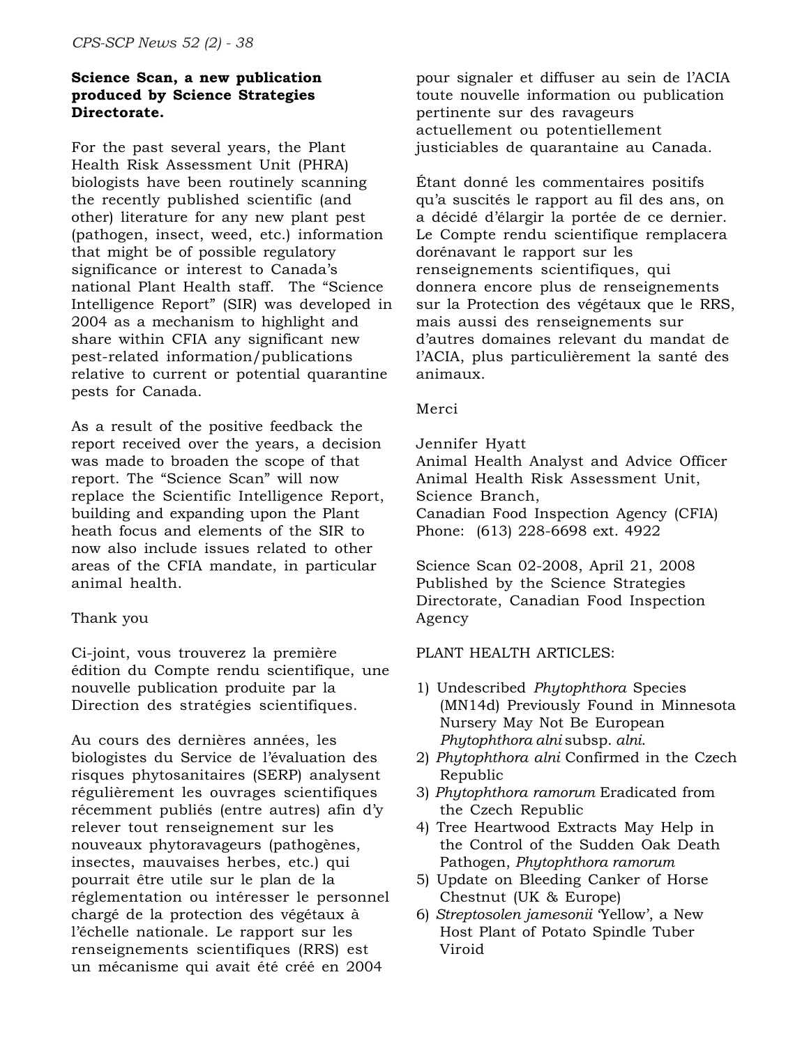**Science Scan, a new publication produced by Science Strategies Directorate.**

For the past several years, the Plant Health Risk Assessment Unit (PHRA) biologists have been routinely scanning the recently published scientific (and other) literature for any new plant pest (pathogen, insect, weed, etc.) information that might be of possible regulatory significance or interest to Canada's national Plant Health staff. The "Science Intelligence Report" (SIR) was developed in 2004 as a mechanism to highlight and share within CFIA any significant new pest-related information/publications relative to current or potential quarantine pests for Canada.

As a result of the positive feedback the report received over the years, a decision was made to broaden the scope of that report. The "Science Scan" will now replace the Scientific Intelligence Report, building and expanding upon the Plant heath focus and elements of the SIR to now also include issues related to other areas of the CFIA mandate, in particular animal health.

Thank you

Ci-joint, vous trouverez la première édition du Compte rendu scientifique, une nouvelle publication produite par la Direction des stratégies scientifiques.

Au cours des dernières années, les biologistes du Service de l'évaluation des risques phytosanitaires (SERP) analysent régulièrement les ouvrages scientifiques récemment publiés (entre autres) afin d'y relever tout renseignement sur les nouveaux phytoravageurs (pathogènes, insectes, mauvaises herbes, etc.) qui pourrait être utile sur le plan de la réglementation ou intéresser le personnel chargé de la protection des végétaux à l'échelle nationale. Le rapport sur les renseignements scientifiques (RRS) est un mécanisme qui avait été créé en 2004 pour signaler et diffuser au sein de l'ACIA toute nouvelle information ou publication pertinente sur des ravageurs actuellement ou potentiellement justiciables de quarantaine au Canada.

Étant donné les commentaires positifs qu'a suscités le rapport au fil des ans, on a décidé d'élargir la portée de ce dernier. Le Compte rendu scientifique remplacera dorénavant le rapport sur les renseignements scientifiques, qui donnera encore plus de renseignements sur la Protection des végétaux que le RRS, mais aussi des renseignements sur d'autres domaines relevant du mandat de l'ACIA, plus particulièrement la santé des animaux.

Merci

Jennifer Hyatt
Animal Health Analyst and Advice Officer
Animal Health Risk Assessment Unit,
Science Branch,
Canadian Food Inspection Agency (CFIA)
Phone: (613) 228-6698 ext. 4922

Science Scan 02-2008, April 21, 2008
Published by the Science Strategies Directorate, Canadian Food Inspection Agency

PLANT HEALTH ARTICLES:

1) Undescribed *Phytophthora* Species (MN14d) Previously Found in Minnesota Nursery May Not Be European *Phytophthora alni* subsp. *alni*.
2) *Phytophthora alni* Confirmed in the Czech Republic
3) *Phytophthora ramorum* Eradicated from the Czech Republic
4) Tree Heartwood Extracts May Help in the Control of the Sudden Oak Death Pathogen, *Phytophthora ramorum*
5) Update on Bleeding Canker of Horse Chestnut (UK & Europe)
6) *Streptosolen jamesonii* 'Yellow', a New Host Plant of Potato Spindle Tuber Viroid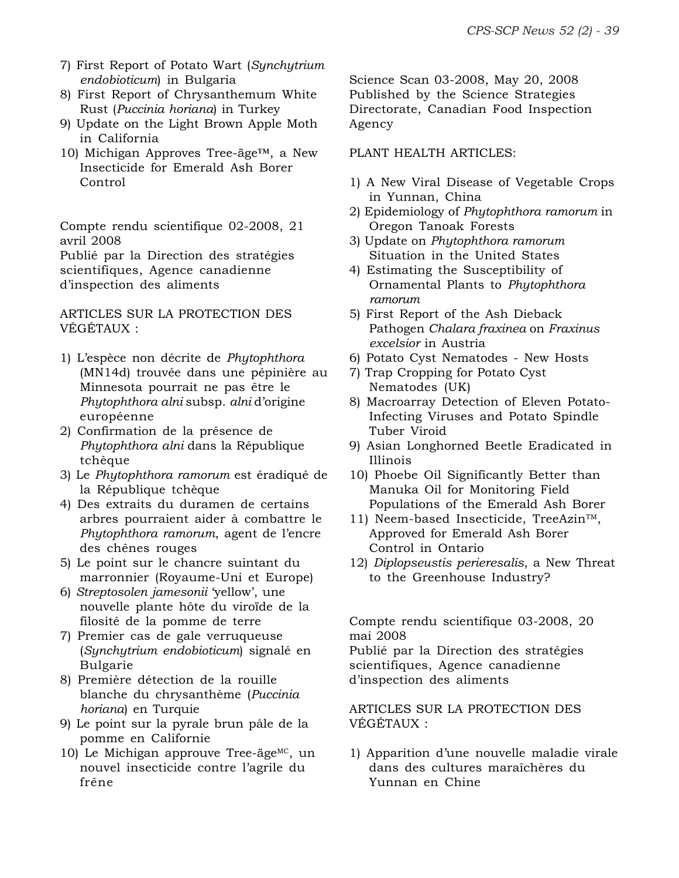7) First Report of Potato Wart (*Synchytrium endobioticum*) in Bulgaria
8) First Report of Chrysanthemum White Rust (*Puccinia horiana*) in Turkey
9) Update on the Light Brown Apple Moth in California
10) Michigan Approves Tree-äge™, a New Insecticide for Emerald Ash Borer Control

Compte rendu scientifique 02-2008, 21 avril 2008
Publié par la Direction des stratégies scientifiques, Agence canadienne d'inspection des aliments

ARTICLES SUR LA PROTECTION DES VÉGÉTAUX :

1) L'espèce non décrite de *Phytophthora* (MN14d) trouvée dans une pépinière au Minnesota pourrait ne pas être le *Phytophthora alni* subsp. *alni* d'origine européenne
2) Confirmation de la présence de *Phytophthora alni* dans la République tchèque
3) Le *Phytophthora ramorum* est éradiqué de la République tchèque
4) Des extraits du duramen de certains arbres pourraient aider à combattre le *Phytophthora ramorum*, agent de l'encre des chênes rouges
5) Le point sur le chancre suintant du marronnier (Royaume-Uni et Europe)
6) *Streptosolen jamesonii* 'yellow', une nouvelle plante hôte du viroïde de la filosité de la pomme de terre
7) Premier cas de gale verruqueuse (*Synchytrium endobioticum*) signalé en Bulgarie
8) Première détection de la rouille blanche du chrysanthème (*Puccinia horiana*) en Turquie
9) Le point sur la pyrale brun pâle de la pomme en Californie
10) Le Michigan approuve Tree-äge^MC, un nouvel insecticide contre l'agrile du frêne

Science Scan 03-2008, May 20, 2008
Published by the Science Strategies Directorate, Canadian Food Inspection Agency

PLANT HEALTH ARTICLES:

1) A New Viral Disease of Vegetable Crops in Yunnan, China
2) Epidemiology of *Phytophthora ramorum* in Oregon Tanoak Forests
3) Update on *Phytophthora ramorum* Situation in the United States
4) Estimating the Susceptibility of Ornamental Plants to *Phytophthora ramorum*
5) First Report of the Ash Dieback Pathogen *Chalara fraxinea* on *Fraxinus excelsior* in Austria
6) Potato Cyst Nematodes - New Hosts
7) Trap Cropping for Potato Cyst Nematodes (UK)
8) Macroarray Detection of Eleven Potato-Infecting Viruses and Potato Spindle Tuber Viroid
9) Asian Longhorned Beetle Eradicated in Illinois
10) Phoebe Oil Significantly Better than Manuka Oil for Monitoring Field Populations of the Emerald Ash Borer
11) Neem-based Insecticide, TreeAzin™, Approved for Emerald Ash Borer Control in Ontario
12) *Diplopseustis perieresalis*, a New Threat to the Greenhouse Industry?

Compte rendu scientifique 03-2008, 20 mai 2008
Publié par la Direction des stratégies scientifiques, Agence canadienne d'inspection des aliments

ARTICLES SUR LA PROTECTION DES VÉGÉTAUX :

1) Apparition d'une nouvelle maladie virale dans des cultures maraîchères du Yunnan en Chine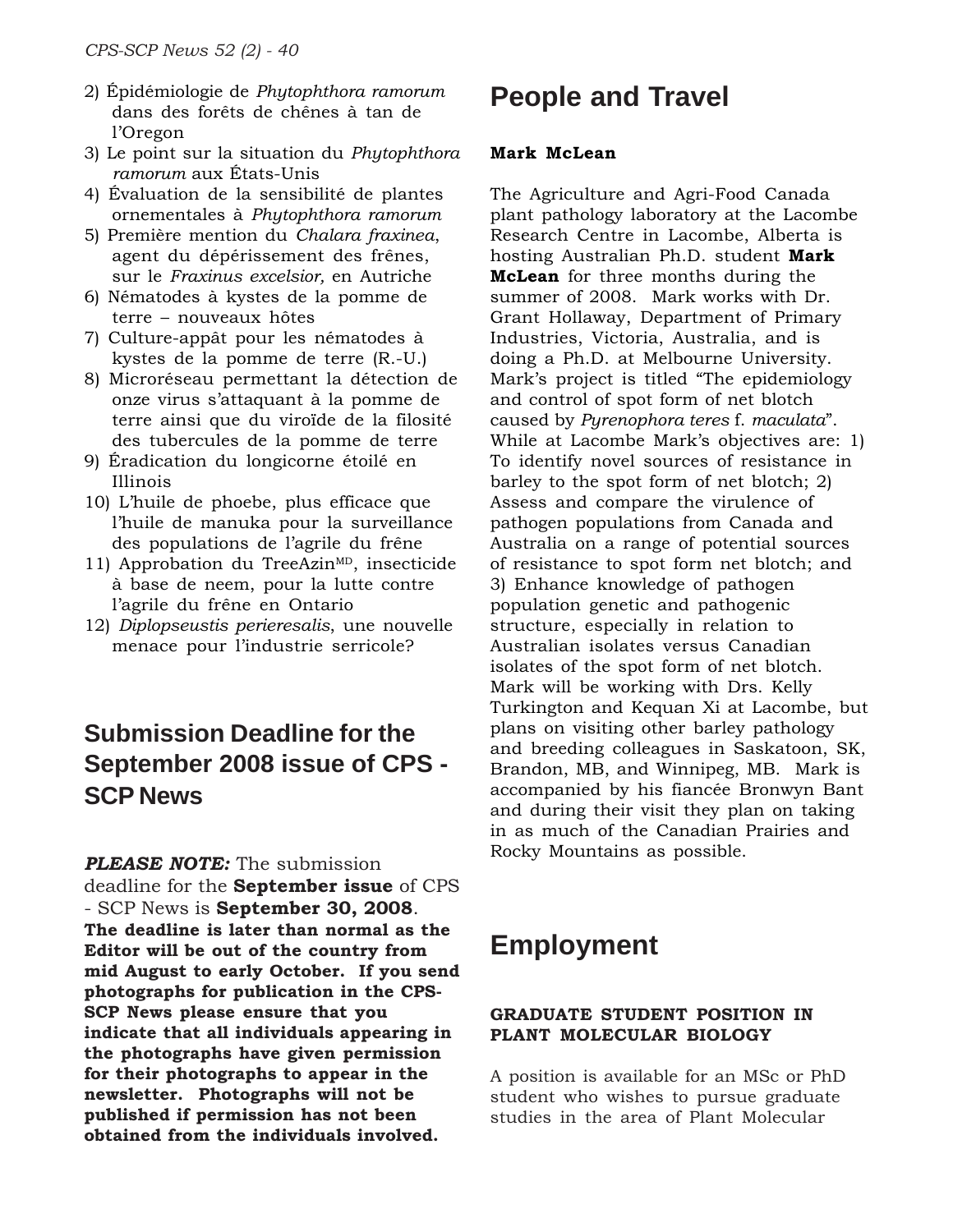2) Épidémiologie de *Phytophthora ramorum* dans des forêts de chênes à tan de l'Oregon
3) Le point sur la situation du *Phytophthora ramorum* aux États-Unis
4) Évaluation de la sensibilité de plantes ornementales à *Phytophthora ramorum*
5) Première mention du *Chalara fraxinea*, agent du dépérissement des frênes, sur le *Fraxinus excelsior,* en Autriche
6) Nématodes à kystes de la pomme de terre – nouveaux hôtes
7) Culture-appât pour les nématodes à kystes de la pomme de terre (R.-U.)
8) Microréseau permettant la détection de onze virus s'attaquant à la pomme de terre ainsi que du viroïde de la filosité des tubercules de la pomme de terre
9) Éradication du longicorne étoilé en Illinois
10) L'huile de phoebe, plus efficace que l'huile de manuka pour la surveillance des populations de l'agrile du frêne
11) Approbation du TreeAzin[MD], insecticide à base de neem, pour la lutte contre l'agrile du frêne en Ontario
12) *Diplopseustis perieresalis*, une nouvelle menace pour l'industrie serricole?

## Submission Deadline for the September 2008 issue of CPS - SCP News

***PLEASE NOTE:*** The submission deadline for the **September issue** of CPS - SCP News is **September 30, 2008**. **The deadline is later than normal as the Editor will be out of the country from mid August to early October. If you send photographs for publication in the CPS-SCP News please ensure that you indicate that all individuals appearing in the photographs have given permission for their photographs to appear in the newsletter. Photographs will not be published if permission has not been obtained from the individuals involved.**

# People and Travel

**Mark McLean**

The Agriculture and Agri-Food Canada plant pathology laboratory at the Lacombe Research Centre in Lacombe, Alberta is hosting Australian Ph.D. student **Mark McLean** for three months during the summer of 2008. Mark works with Dr. Grant Hollaway, Department of Primary Industries, Victoria, Australia, and is doing a Ph.D. at Melbourne University. Mark's project is titled "The epidemiology and control of spot form of net blotch caused by *Pyrenophora teres* f. *maculata*". While at Lacombe Mark's objectives are: 1) To identify novel sources of resistance in barley to the spot form of net blotch; 2) Assess and compare the virulence of pathogen populations from Canada and Australia on a range of potential sources of resistance to spot form net blotch; and 3) Enhance knowledge of pathogen population genetic and pathogenic structure, especially in relation to Australian isolates versus Canadian isolates of the spot form of net blotch. Mark will be working with Drs. Kelly Turkington and Kequan Xi at Lacombe, but plans on visiting other barley pathology and breeding colleagues in Saskatoon, SK, Brandon, MB, and Winnipeg, MB. Mark is accompanied by his fiancée Bronwyn Bant and during their visit they plan on taking in as much of the Canadian Prairies and Rocky Mountains as possible.

# Employment

**GRADUATE STUDENT POSITION IN PLANT MOLECULAR BIOLOGY**

A position is available for an MSc or PhD student who wishes to pursue graduate studies in the area of Plant Molecular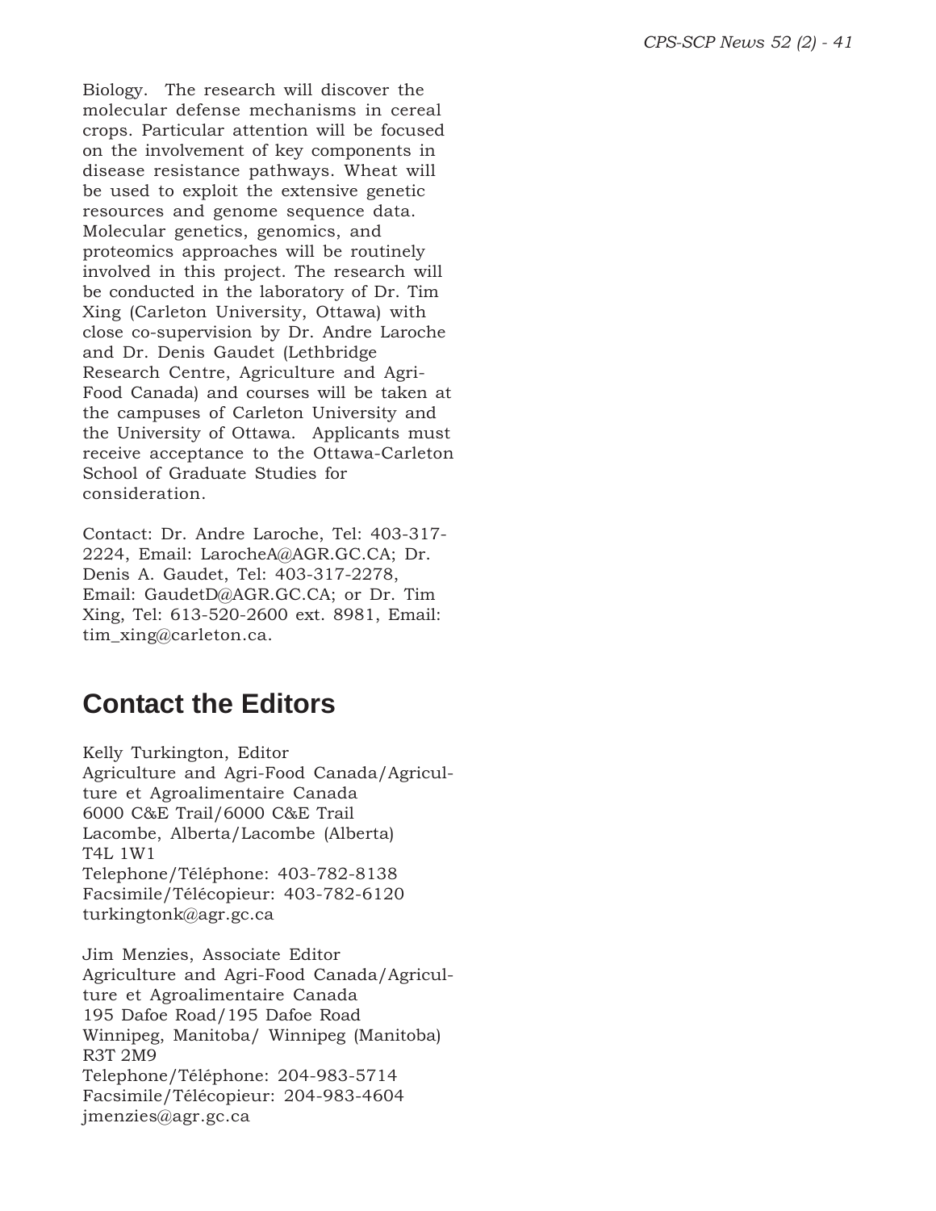Biology. The research will discover the molecular defense mechanisms in cereal crops. Particular attention will be focused on the involvement of key components in disease resistance pathways. Wheat will be used to exploit the extensive genetic resources and genome sequence data. Molecular genetics, genomics, and proteomics approaches will be routinely involved in this project. The research will be conducted in the laboratory of Dr. Tim Xing (Carleton University, Ottawa) with close co-supervision by Dr. Andre Laroche and Dr. Denis Gaudet (Lethbridge Research Centre, Agriculture and Agri-Food Canada) and courses will be taken at the campuses of Carleton University and the University of Ottawa. Applicants must receive acceptance to the Ottawa-Carleton School of Graduate Studies for consideration.

Contact: Dr. Andre Laroche, Tel: 403-317-2224, Email: LarocheA@AGR.GC.CA; Dr. Denis A. Gaudet, Tel: 403-317-2278, Email: GaudetD@AGR.GC.CA; or Dr. Tim Xing, Tel: 613-520-2600 ext. 8981, Email: tim_xing@carleton.ca.

## Contact the Editors

Kelly Turkington, Editor
Agriculture and Agri-Food Canada/Agriculture et Agroalimentaire Canada
6000 C&E Trail/6000 C&E Trail
Lacombe, Alberta/Lacombe (Alberta)
T4L 1W1
Telephone/Téléphone: 403-782-8138
Facsimile/Télécopieur: 403-782-6120
turkingtonk@agr.gc.ca

Jim Menzies, Associate Editor
Agriculture and Agri-Food Canada/Agriculture et Agroalimentaire Canada
195 Dafoe Road/195 Dafoe Road
Winnipeg, Manitoba/ Winnipeg (Manitoba)
R3T 2M9
Telephone/Téléphone: 204-983-5714
Facsimile/Télécopieur: 204-983-4604
jmenzies@agr.gc.ca